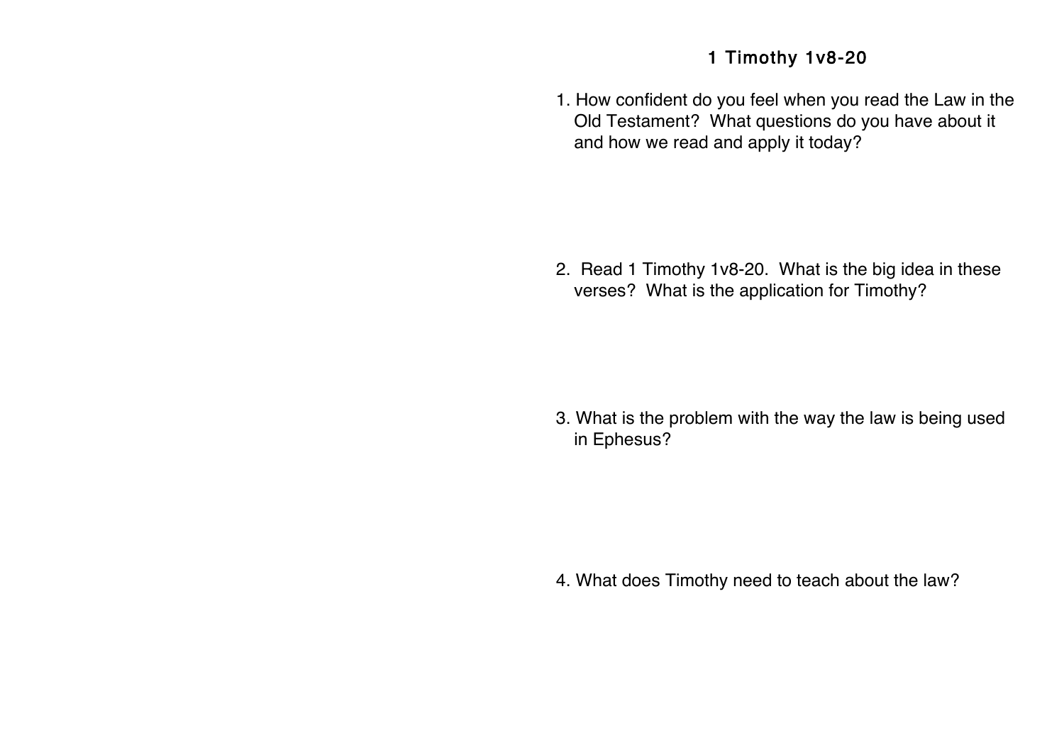# 1 Timothy 1v8-20

1. How confident do you feel when you read the Law in the Old Testament? What questions do you have about it and how we read and apply it today?

2. Read 1 Timothy 1v8-20. What is the big idea in these verses? What is the application for Timothy?

3. What is the problem with the way the law is being used in Ephesus?

4. What does Timothy need to teach about the law?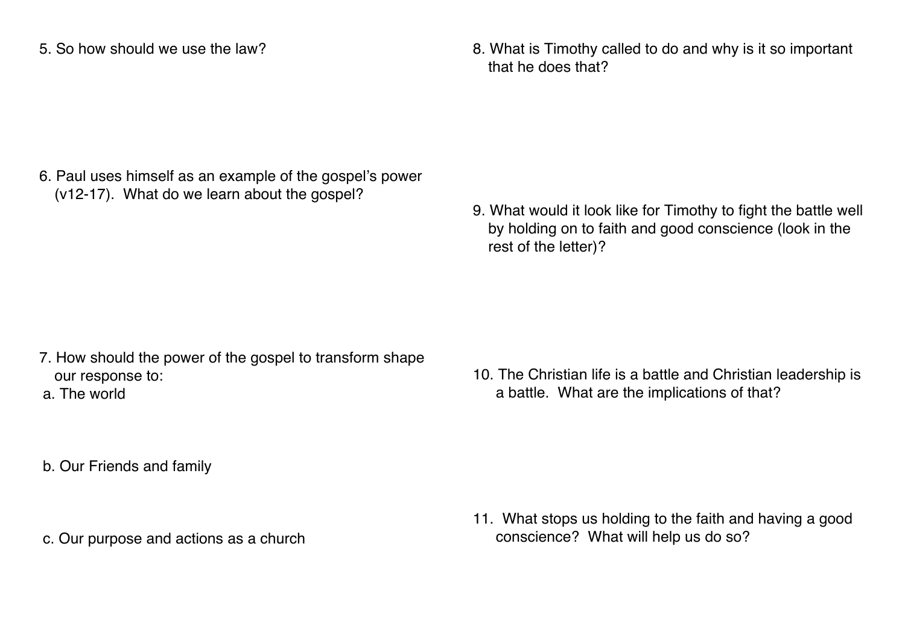5. So how should we use the law?

6. Paul uses himself as an example of the gospel's power (v12-17). What do we learn about the gospel?

7. How should the power of the gospel to transform shape our response to:

a. The world

b. Our Friends and family

c. Our purpose and actions as a church

8. What is Timothy called to do and why is it so important that he does that?

9. What would it look like for Timothy to fight the battle well by holding on to faith and good conscience (look in the rest of the letter)?

10. The Christian life is a battle and Christian leadership is a battle. What are the implications of that?

11. What stops us holding to the faith and having a good conscience? What will help us do so?